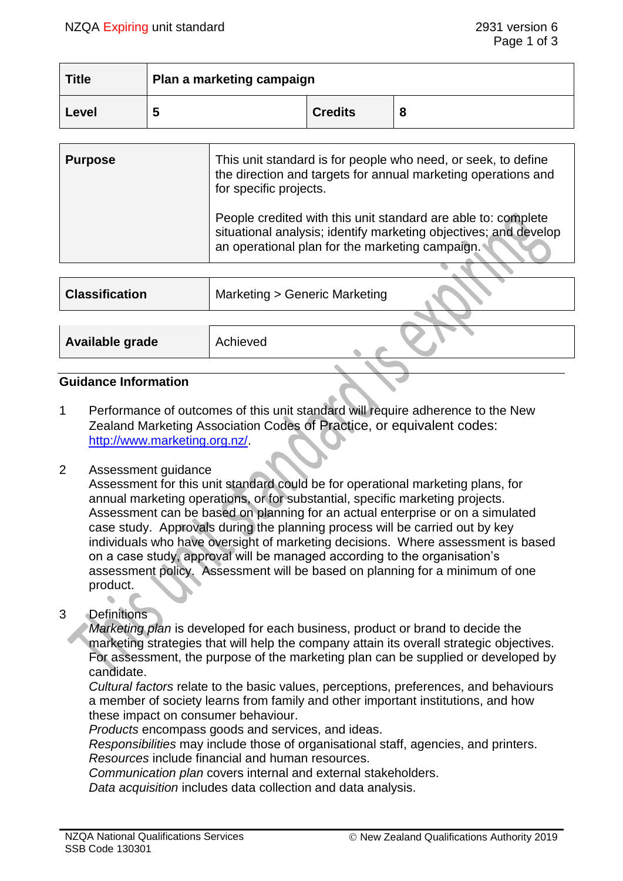| Title | Plan a marketing campaign | | |
|---|---|---|---|
| Level | 5 | Credits | 8 |

| Purpose | This unit standard is for people who need, or seek, to define the direction and targets for annual marketing operations and for specific projects.<br><br>People credited with this unit standard are able to: complete situational analysis; identify marketing objectives; and develop an operational plan for the marketing campaign. |
|---|---|

| Classification | Marketing > Generic Marketing |
|---|---|

| Available grade | Achieved |
|---|---|

## Guidance Information

1. Performance of outcomes of this unit standard will require adherence to the New Zealand Marketing Association Codes of Practice, or equivalent codes: http://www.marketing.org.nz/.

2. Assessment guidance
   Assessment for this unit standard could be for operational marketing plans, for annual marketing operations, or for substantial, specific marketing projects. Assessment can be based on planning for an actual enterprise or on a simulated case study. Approvals during the planning process will be carried out by key individuals who have oversight of marketing decisions. Where assessment is based on a case study, approval will be managed according to the organisation's assessment policy. Assessment will be based on planning for a minimum of one product.

3. Definitions
   *Marketing plan* is developed for each business, product or brand to decide the marketing strategies that will help the company attain its overall strategic objectives. For assessment, the purpose of the marketing plan can be supplied or developed by candidate.
   *Cultural factors* relate to the basic values, perceptions, preferences, and behaviours a member of society learns from family and other important institutions, and how these impact on consumer behaviour.
   *Products* encompass goods and services, and ideas.
   *Responsibilities* may include those of organisational staff, agencies, and printers.
   *Resources* include financial and human resources.
   *Communication plan* covers internal and external stakeholders.
   *Data acquisition* includes data collection and data analysis.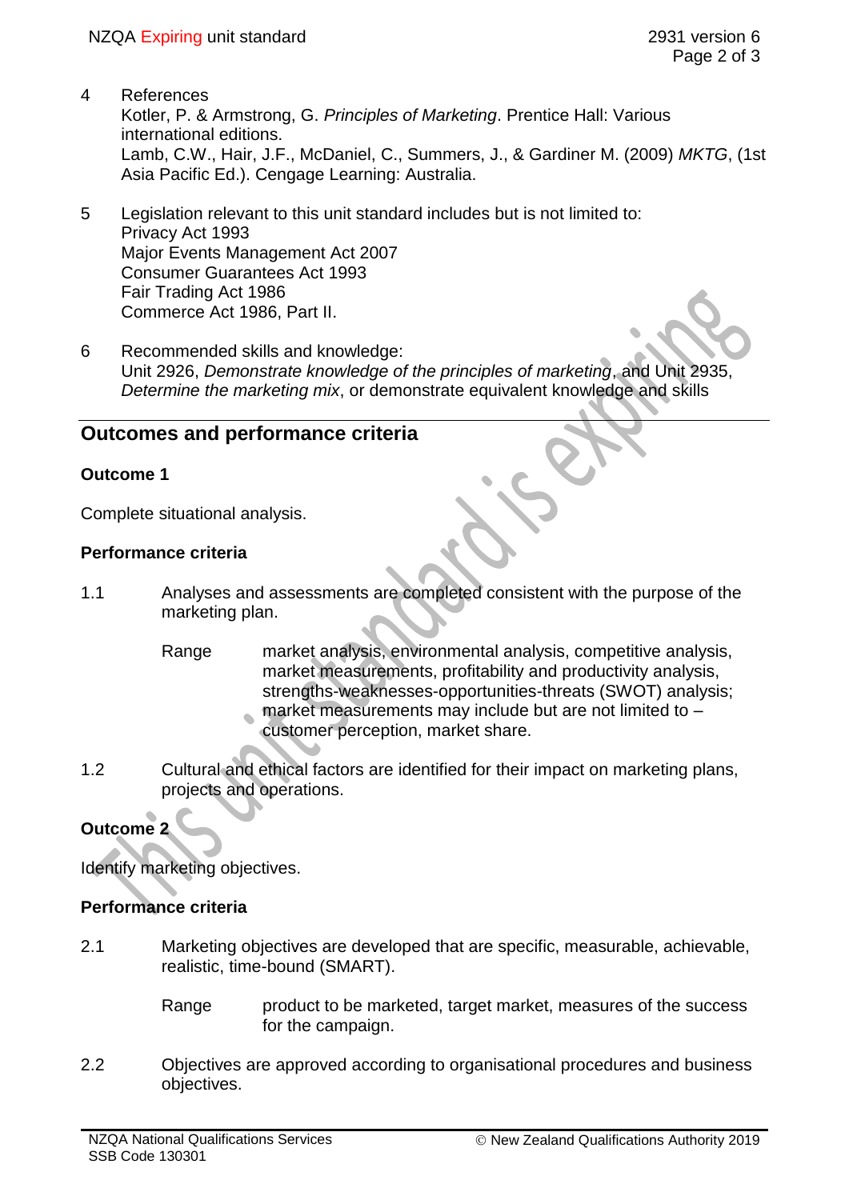4 References
Kotler, P. & Armstrong, G. *Principles of Marketing*. Prentice Hall: Various international editions.
Lamb, C.W., Hair, J.F., McDaniel, C., Summers, J., & Gardiner M. (2009) *MKTG*, (1st Asia Pacific Ed.). Cengage Learning: Australia.

5 Legislation relevant to this unit standard includes but is not limited to:
Privacy Act 1993
Major Events Management Act 2007
Consumer Guarantees Act 1993
Fair Trading Act 1986
Commerce Act 1986, Part II.

6 Recommended skills and knowledge:
Unit 2926, *Demonstrate knowledge of the principles of marketing*, and Unit 2935, *Determine the marketing mix*, or demonstrate equivalent knowledge and skills

## Outcomes and performance criteria

### Outcome 1

Complete situational analysis.

### Performance criteria

1.1 Analyses and assessments are completed consistent with the purpose of the marketing plan.

Range market analysis, environmental analysis, competitive analysis, market measurements, profitability and productivity analysis, strengths-weaknesses-opportunities-threats (SWOT) analysis; market measurements may include but are not limited to – customer perception, market share.

1.2 Cultural and ethical factors are identified for their impact on marketing plans, projects and operations.

### Outcome 2

Identify marketing objectives.

### Performance criteria

2.1 Marketing objectives are developed that are specific, measurable, achievable, realistic, time-bound (SMART).

Range product to be marketed, target market, measures of the success for the campaign.

2.2 Objectives are approved according to organisational procedures and business objectives.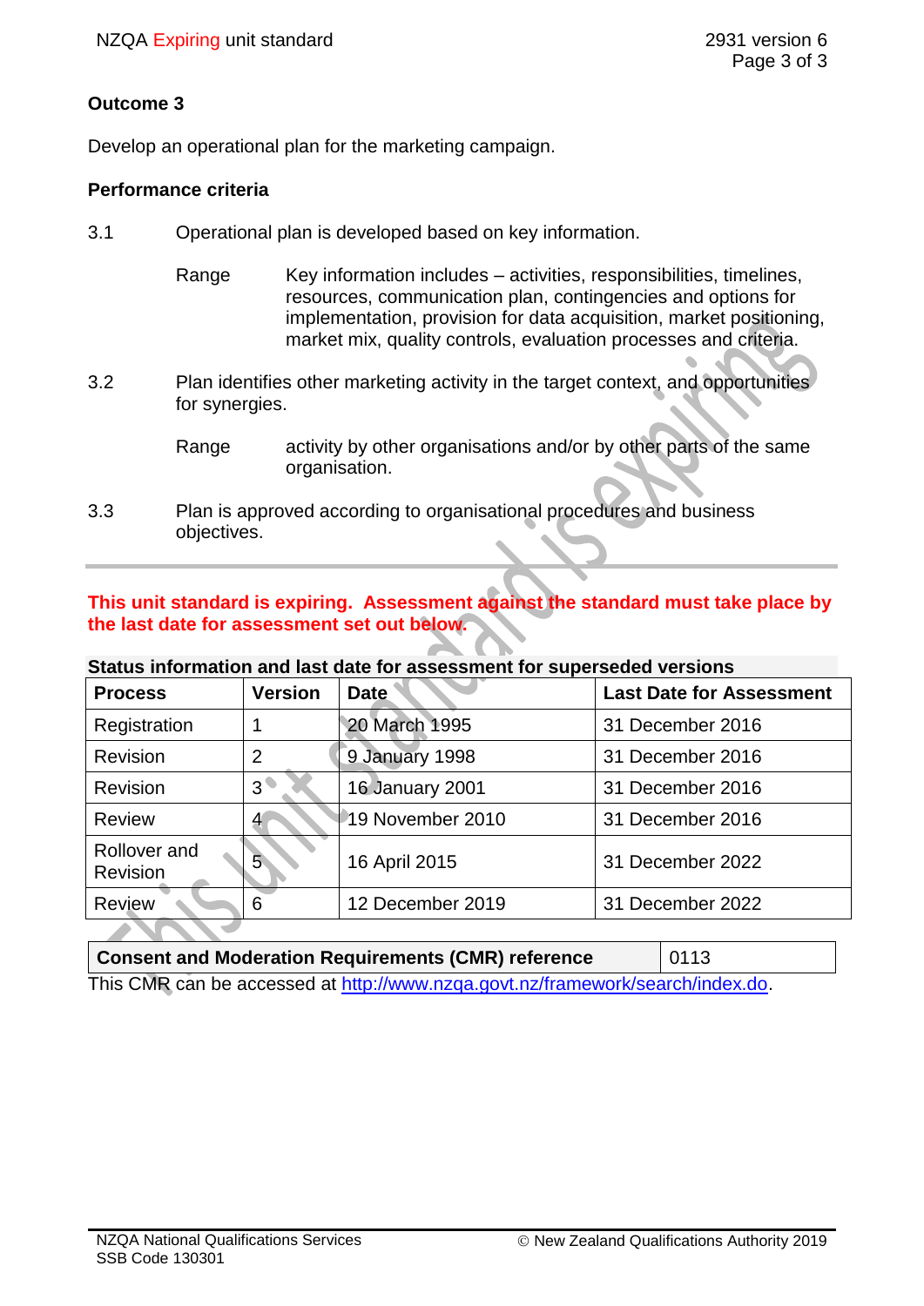## Outcome 3

Develop an operational plan for the marketing campaign.

### Performance criteria

3.1 Operational plan is developed based on key information.

Range Key information includes – activities, responsibilities, timelines, resources, communication plan, contingencies and options for implementation, provision for data acquisition, market positioning, market mix, quality controls, evaluation processes and criteria.

3.2 Plan identifies other marketing activity in the target context, and opportunities for synergies.

Range activity by other organisations and/or by other parts of the same organisation.

3.3 Plan is approved according to organisational procedures and business objectives.

---

**This unit standard is expiring. Assessment against the standard must take place by the last date for assessment set out below.**

**Status information and last date for assessment for superseded versions**

| Process | Version | Date | Last Date for Assessment |
|---|---|---|---|
| Registration | 1 | 20 March 1995 | 31 December 2016 |
| Revision | 2 | 9 January 1998 | 31 December 2016 |
| Revision | 3 | 16 January 2001 | 31 December 2016 |
| Review | 4 | 19 November 2010 | 31 December 2016 |
| Rollover and Revision | 5 | 16 April 2015 | 31 December 2022 |
| Review | 6 | 12 December 2019 | 31 December 2022 |

| Consent and Moderation Requirements (CMR) reference | 0113 |
|---|---|

This CMR can be accessed at http://www.nzqa.govt.nz/framework/search/index.do.